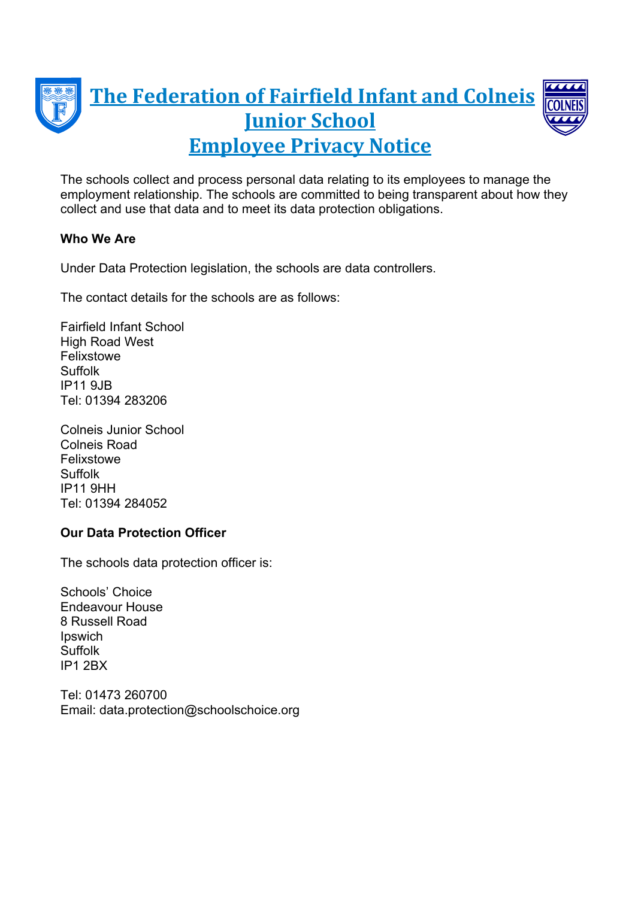# The Federation of Fairfield Infant and Colneis Junior School

# Employee Privacy Notice

The schools collect and process personal data relating to its employees to manage the employment relationship. The schools are committed to being transparent about how they collect and use that data and to meet its data protection obligations.

**Who We Are**

Under Data Protection legislation, the schools are data controllers.

The contact details for the schools are as follows:

Fairfield Infant School
High Road West
Felixstowe
Suffolk
IP11 9JB
Tel: 01394 283206

Colneis Junior School
Colneis Road
Felixstowe
Suffolk
IP11 9HH
Tel: 01394 284052

**Our Data Protection Officer**

The schools data protection officer is:

Schools' Choice
Endeavour House
8 Russell Road
Ipswich
Suffolk
IP1 2BX

Tel: 01473 260700
Email: data.protection@schoolschoice.org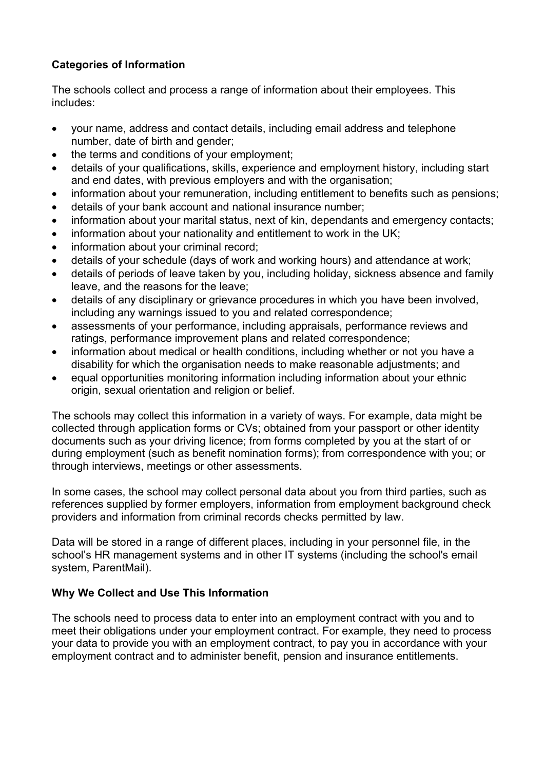**Categories of Information**

The schools collect and process a range of information about their employees. This includes:

- your name, address and contact details, including email address and telephone number, date of birth and gender;
- the terms and conditions of your employment;
- details of your qualifications, skills, experience and employment history, including start and end dates, with previous employers and with the organisation;
- information about your remuneration, including entitlement to benefits such as pensions;
- details of your bank account and national insurance number;
- information about your marital status, next of kin, dependants and emergency contacts;
- information about your nationality and entitlement to work in the UK;
- information about your criminal record;
- details of your schedule (days of work and working hours) and attendance at work;
- details of periods of leave taken by you, including holiday, sickness absence and family leave, and the reasons for the leave;
- details of any disciplinary or grievance procedures in which you have been involved, including any warnings issued to you and related correspondence;
- assessments of your performance, including appraisals, performance reviews and ratings, performance improvement plans and related correspondence;
- information about medical or health conditions, including whether or not you have a disability for which the organisation needs to make reasonable adjustments; and
- equal opportunities monitoring information including information about your ethnic origin, sexual orientation and religion or belief.

The schools may collect this information in a variety of ways. For example, data might be collected through application forms or CVs; obtained from your passport or other identity documents such as your driving licence; from forms completed by you at the start of or during employment (such as benefit nomination forms); from correspondence with you; or through interviews, meetings or other assessments.

In some cases, the school may collect personal data about you from third parties, such as references supplied by former employers, information from employment background check providers and information from criminal records checks permitted by law.

Data will be stored in a range of different places, including in your personnel file, in the school's HR management systems and in other IT systems (including the school's email system, ParentMail).

**Why We Collect and Use This Information**

The schools need to process data to enter into an employment contract with you and to meet their obligations under your employment contract. For example, they need to process your data to provide you with an employment contract, to pay you in accordance with your employment contract and to administer benefit, pension and insurance entitlements.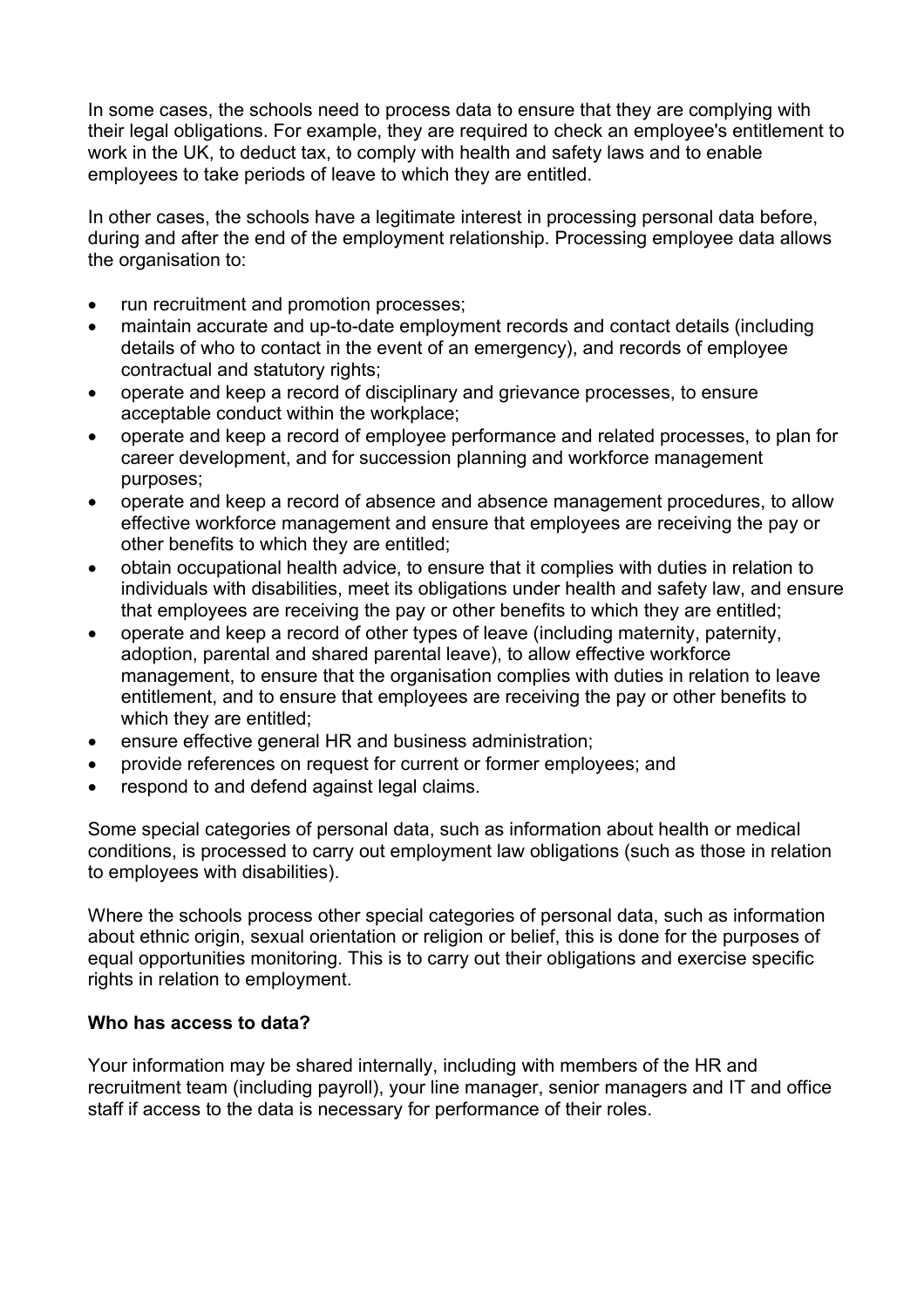In some cases, the schools need to process data to ensure that they are complying with their legal obligations. For example, they are required to check an employee's entitlement to work in the UK, to deduct tax, to comply with health and safety laws and to enable employees to take periods of leave to which they are entitled.

In other cases, the schools have a legitimate interest in processing personal data before, during and after the end of the employment relationship. Processing employee data allows the organisation to:

- run recruitment and promotion processes;
- maintain accurate and up-to-date employment records and contact details (including details of who to contact in the event of an emergency), and records of employee contractual and statutory rights;
- operate and keep a record of disciplinary and grievance processes, to ensure acceptable conduct within the workplace;
- operate and keep a record of employee performance and related processes, to plan for career development, and for succession planning and workforce management purposes;
- operate and keep a record of absence and absence management procedures, to allow effective workforce management and ensure that employees are receiving the pay or other benefits to which they are entitled;
- obtain occupational health advice, to ensure that it complies with duties in relation to individuals with disabilities, meet its obligations under health and safety law, and ensure that employees are receiving the pay or other benefits to which they are entitled;
- operate and keep a record of other types of leave (including maternity, paternity, adoption, parental and shared parental leave), to allow effective workforce management, to ensure that the organisation complies with duties in relation to leave entitlement, and to ensure that employees are receiving the pay or other benefits to which they are entitled;
- ensure effective general HR and business administration;
- provide references on request for current or former employees; and
- respond to and defend against legal claims.

Some special categories of personal data, such as information about health or medical conditions, is processed to carry out employment law obligations (such as those in relation to employees with disabilities).

Where the schools process other special categories of personal data, such as information about ethnic origin, sexual orientation or religion or belief, this is done for the purposes of equal opportunities monitoring. This is to carry out their obligations and exercise specific rights in relation to employment.

**Who has access to data?**

Your information may be shared internally, including with members of the HR and recruitment team (including payroll), your line manager, senior managers and IT and office staff if access to the data is necessary for performance of their roles.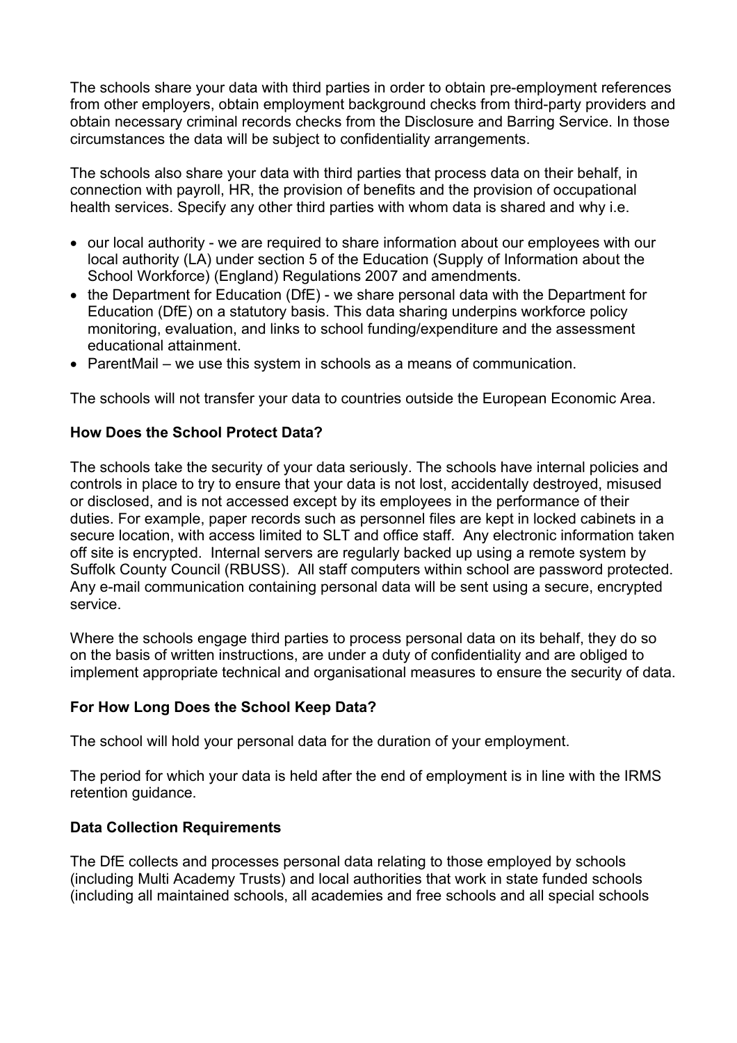The schools share your data with third parties in order to obtain pre-employment references from other employers, obtain employment background checks from third-party providers and obtain necessary criminal records checks from the Disclosure and Barring Service. In those circumstances the data will be subject to confidentiality arrangements.

The schools also share your data with third parties that process data on their behalf, in connection with payroll, HR, the provision of benefits and the provision of occupational health services. Specify any other third parties with whom data is shared and why i.e.

- our local authority - we are required to share information about our employees with our local authority (LA) under section 5 of the Education (Supply of Information about the School Workforce) (England) Regulations 2007 and amendments.
- the Department for Education (DfE) - we share personal data with the Department for Education (DfE) on a statutory basis. This data sharing underpins workforce policy monitoring, evaluation, and links to school funding/expenditure and the assessment educational attainment.
- ParentMail – we use this system in schools as a means of communication.

The schools will not transfer your data to countries outside the European Economic Area.

**How Does the School Protect Data?**

The schools take the security of your data seriously. The schools have internal policies and controls in place to try to ensure that your data is not lost, accidentally destroyed, misused or disclosed, and is not accessed except by its employees in the performance of their duties. For example, paper records such as personnel files are kept in locked cabinets in a secure location, with access limited to SLT and office staff. Any electronic information taken off site is encrypted. Internal servers are regularly backed up using a remote system by Suffolk County Council (RBUSS). All staff computers within school are password protected. Any e-mail communication containing personal data will be sent using a secure, encrypted service.

Where the schools engage third parties to process personal data on its behalf, they do so on the basis of written instructions, are under a duty of confidentiality and are obliged to implement appropriate technical and organisational measures to ensure the security of data.

**For How Long Does the School Keep Data?**

The school will hold your personal data for the duration of your employment.

The period for which your data is held after the end of employment is in line with the IRMS retention guidance.

**Data Collection Requirements**

The DfE collects and processes personal data relating to those employed by schools (including Multi Academy Trusts) and local authorities that work in state funded schools (including all maintained schools, all academies and free schools and all special schools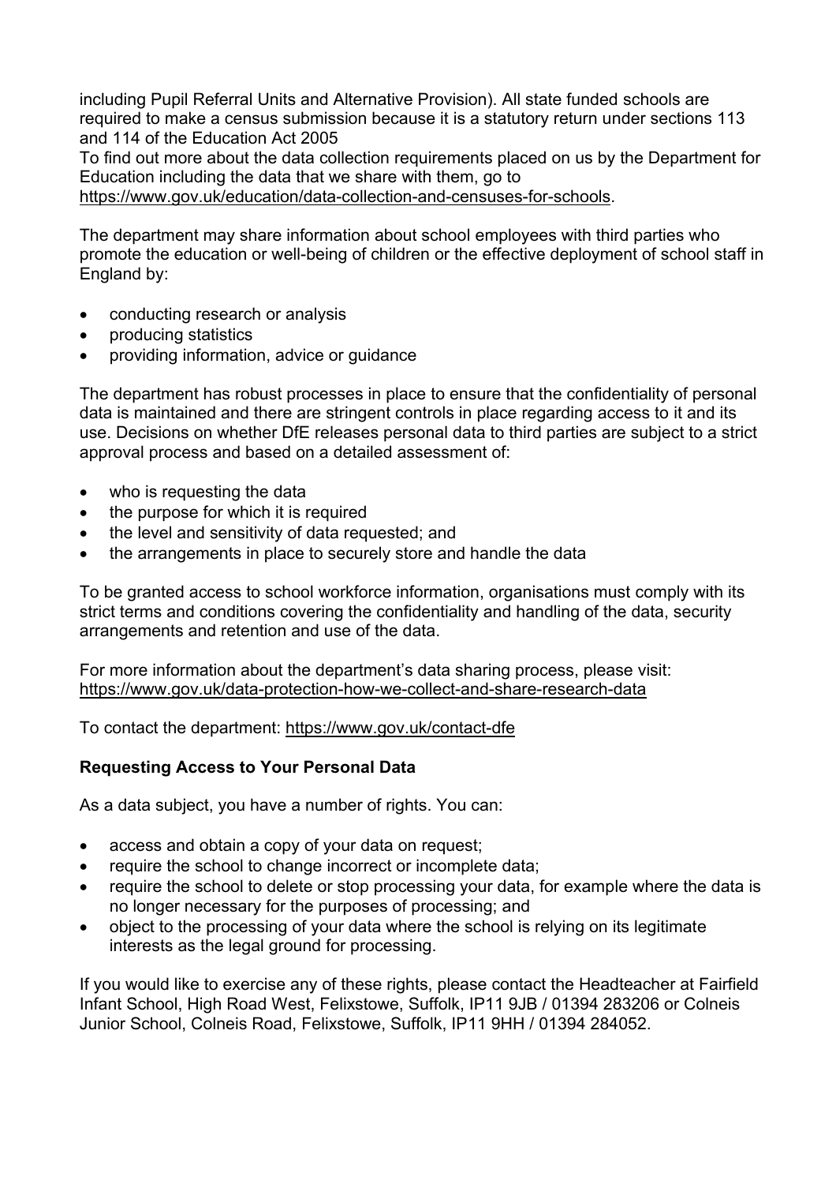including Pupil Referral Units and Alternative Provision). All state funded schools are required to make a census submission because it is a statutory return under sections 113 and 114 of the Education Act 2005
To find out more about the data collection requirements placed on us by the Department for Education including the data that we share with them, go to
https://www.gov.uk/education/data-collection-and-censuses-for-schools.

The department may share information about school employees with third parties who promote the education or well-being of children or the effective deployment of school staff in England by:

- conducting research or analysis
- producing statistics
- providing information, advice or guidance

The department has robust processes in place to ensure that the confidentiality of personal data is maintained and there are stringent controls in place regarding access to it and its use. Decisions on whether DfE releases personal data to third parties are subject to a strict approval process and based on a detailed assessment of:

- who is requesting the data
- the purpose for which it is required
- the level and sensitivity of data requested; and
- the arrangements in place to securely store and handle the data

To be granted access to school workforce information, organisations must comply with its strict terms and conditions covering the confidentiality and handling of the data, security arrangements and retention and use of the data.

For more information about the department's data sharing process, please visit:
https://www.gov.uk/data-protection-how-we-collect-and-share-research-data

To contact the department: https://www.gov.uk/contact-dfe

**Requesting Access to Your Personal Data**

As a data subject, you have a number of rights. You can:

- access and obtain a copy of your data on request;
- require the school to change incorrect or incomplete data;
- require the school to delete or stop processing your data, for example where the data is no longer necessary for the purposes of processing; and
- object to the processing of your data where the school is relying on its legitimate interests as the legal ground for processing.

If you would like to exercise any of these rights, please contact the Headteacher at Fairfield Infant School, High Road West, Felixstowe, Suffolk, IP11 9JB / 01394 283206 or Colneis Junior School, Colneis Road, Felixstowe, Suffolk, IP11 9HH / 01394 284052.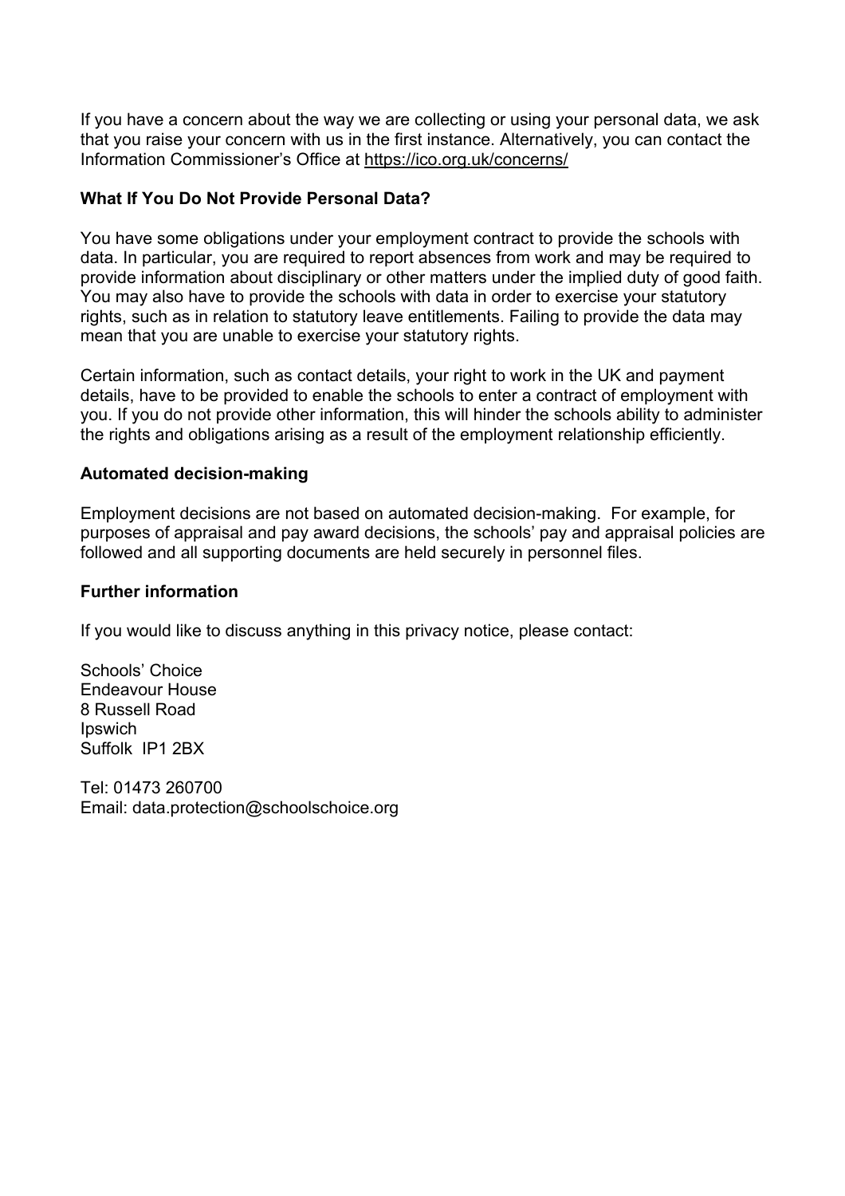If you have a concern about the way we are collecting or using your personal data, we ask that you raise your concern with us in the first instance. Alternatively, you can contact the Information Commissioner's Office at https://ico.org.uk/concerns/

## What If You Do Not Provide Personal Data?

You have some obligations under your employment contract to provide the schools with data. In particular, you are required to report absences from work and may be required to provide information about disciplinary or other matters under the implied duty of good faith. You may also have to provide the schools with data in order to exercise your statutory rights, such as in relation to statutory leave entitlements. Failing to provide the data may mean that you are unable to exercise your statutory rights.

Certain information, such as contact details, your right to work in the UK and payment details, have to be provided to enable the schools to enter a contract of employment with you. If you do not provide other information, this will hinder the schools ability to administer the rights and obligations arising as a result of the employment relationship efficiently.

## Automated decision-making

Employment decisions are not based on automated decision-making. For example, for purposes of appraisal and pay award decisions, the schools' pay and appraisal policies are followed and all supporting documents are held securely in personnel files.

## Further information

If you would like to discuss anything in this privacy notice, please contact:

Schools' Choice
Endeavour House
8 Russell Road
Ipswich
Suffolk IP1 2BX

Tel: 01473 260700
Email: data.protection@schoolschoice.org